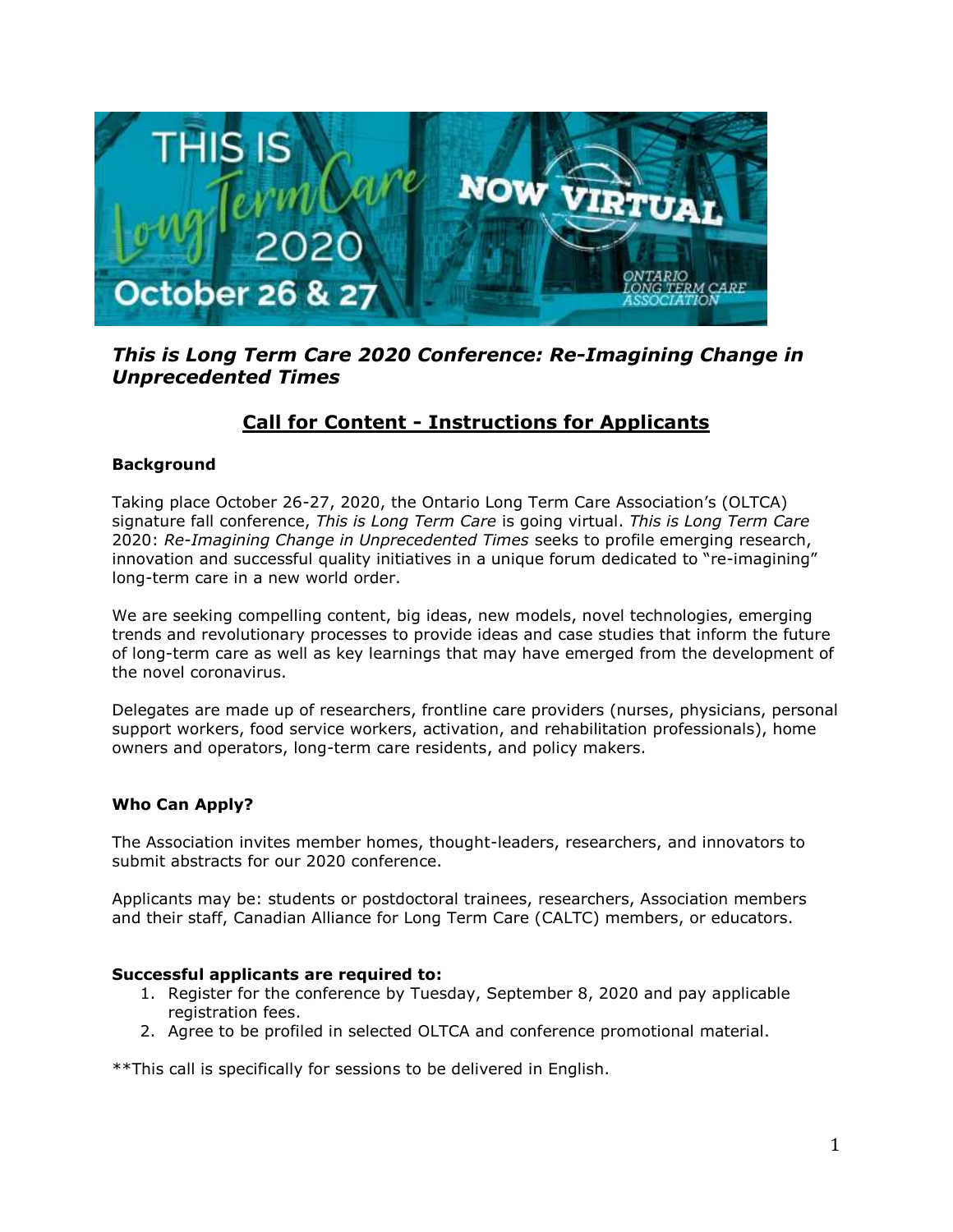## *This is Long Term Care 2020 Conference: Re-Imagining Change in Unprecedented Times*

## Call for Content - Instructions for Applicants

### Background

Taking place October 26-27, 2020, the Ontario Long Term Care Association's (OLTCA) signature fall conference, *This is Long Term Care* is going virtual. *This is Long Term Care* 2020: *Re-Imagining Change in Unprecedented Times* seeks to profile emerging research, innovation and successful quality initiatives in a unique forum dedicated to "re-imagining" long-term care in a new world order.

We are seeking compelling content, big ideas, new models, novel technologies, emerging trends and revolutionary processes to provide ideas and case studies that inform the future of long-term care as well as key learnings that may have emerged from the development of the novel coronavirus.

Delegates are made up of researchers, frontline care providers (nurses, physicians, personal support workers, food service workers, activation, and rehabilitation professionals), home owners and operators, long-term care residents, and policy makers.

### Who Can Apply?

The Association invites member homes, thought-leaders, researchers, and innovators to submit abstracts for our 2020 conference.

Applicants may be: students or postdoctoral trainees, researchers, Association members and their staff, Canadian Alliance for Long Term Care (CALTC) members, or educators.

### Successful applicants are required to:

1. Register for the conference by Tuesday, September 8, 2020 and pay applicable registration fees.
2. Agree to be profiled in selected OLTCA and conference promotional material.

**This call is specifically for sessions to be delivered in English.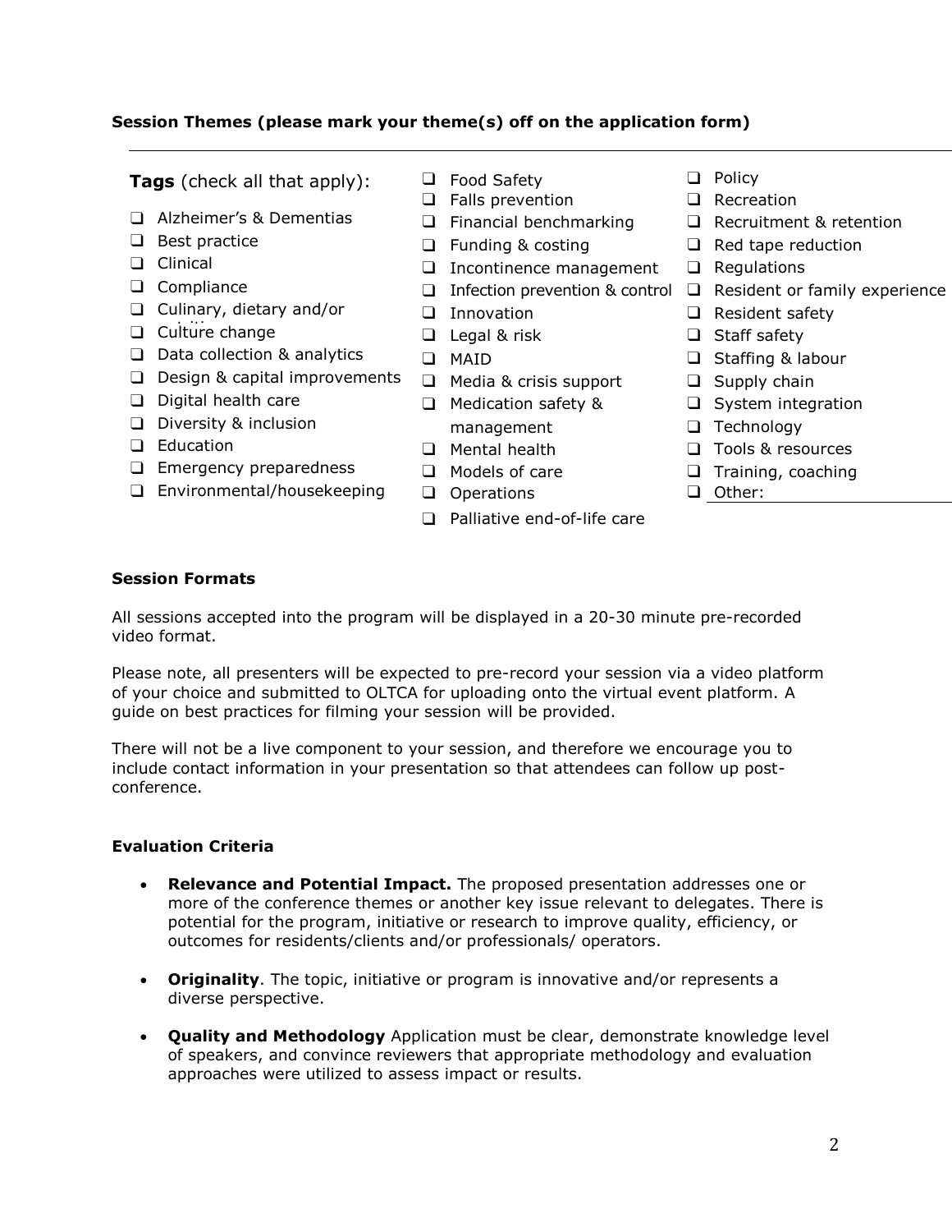**Session Themes (please mark your theme(s) off on the application form)**

---

**Tags** (check all that apply):

- ❑ Alzheimer's & Dementias
- ❑ Best practice
- ❑ Clinical
- ❑ Compliance
- ❑ Culinary, dietary and/or
- ❑ Culture change
- ❑ Data collection & analytics
- ❑ Design & capital improvements
- ❑ Digital health care
- ❑ Diversity & inclusion
- ❑ Education
- ❑ Emergency preparedness
- ❑ Environmental/housekeeping
- ❑ Food Safety
- ❑ Falls prevention
- ❑ Financial benchmarking
- ❑ Funding & costing
- ❑ Incontinence management
- ❑ Infection prevention & control
- ❑ Innovation
- ❑ Legal & risk
- ❑ MAID
- ❑ Media & crisis support
- ❑ Medication safety & management
- ❑ Mental health
- ❑ Models of care
- ❑ Operations
- ❑ Palliative end-of-life care
- ❑ Policy
- ❑ Recreation
- ❑ Recruitment & retention
- ❑ Red tape reduction
- ❑ Regulations
- ❑ Resident or family experience
- ❑ Resident safety
- ❑ Staff safety
- ❑ Staffing & labour
- ❑ Supply chain
- ❑ System integration
- ❑ Technology
- ❑ Tools & resources
- ❑ Training, coaching
- ❑ Other: ____________

**Session Formats**

All sessions accepted into the program will be displayed in a 20-30 minute pre-recorded video format.

Please note, all presenters will be expected to pre-record your session via a video platform of your choice and submitted to OLTCA for uploading onto the virtual event platform. A guide on best practices for filming your session will be provided.

There will not be a live component to your session, and therefore we encourage you to include contact information in your presentation so that attendees can follow up post-conference.

**Evaluation Criteria**

- **Relevance and Potential Impact.** The proposed presentation addresses one or more of the conference themes or another key issue relevant to delegates. There is potential for the program, initiative or research to improve quality, efficiency, or outcomes for residents/clients and/or professionals/ operators.
- **Originality**. The topic, initiative or program is innovative and/or represents a diverse perspective.
- **Quality and Methodology** Application must be clear, demonstrate knowledge level of speakers, and convince reviewers that appropriate methodology and evaluation approaches were utilized to assess impact or results.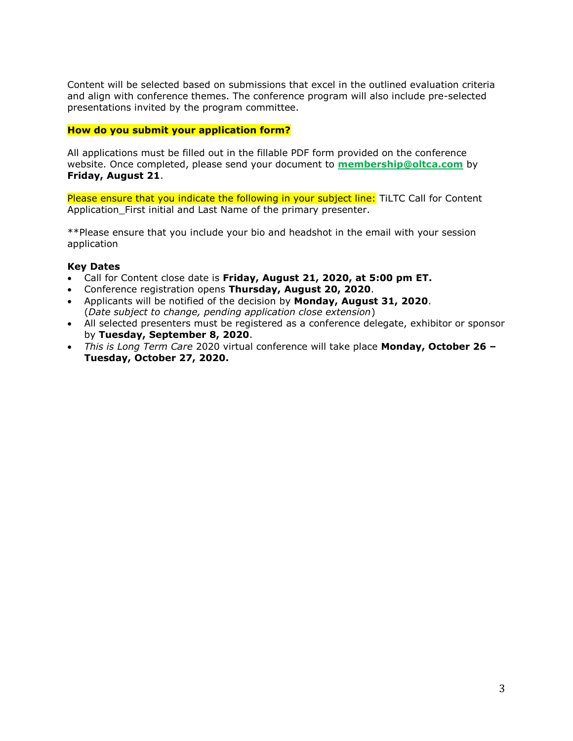Content will be selected based on submissions that excel in the outlined evaluation criteria and align with conference themes. The conference program will also include pre-selected presentations invited by the program committee.

**How do you submit your application form?**

All applications must be filled out in the fillable PDF form provided on the conference website. Once completed, please send your document to **membership@oltca.com** by **Friday, August 21**.

Please ensure that you indicate the following in your subject line: TiLTC Call for Content Application_First initial and Last Name of the primary presenter.

**Please ensure that you include your bio and headshot in the email with your session application

**Key Dates**

- Call for Content close date is **Friday, August 21, 2020, at 5:00 pm ET.**
- Conference registration opens **Thursday, August 20, 2020**.
- Applicants will be notified of the decision by **Monday, August 31, 2020**. (*Date subject to change, pending application close extension*)
- All selected presenters must be registered as a conference delegate, exhibitor or sponsor by **Tuesday, September 8, 2020**.
- *This is Long Term Care* 2020 virtual conference will take place **Monday, October 26 – Tuesday, October 27, 2020.**